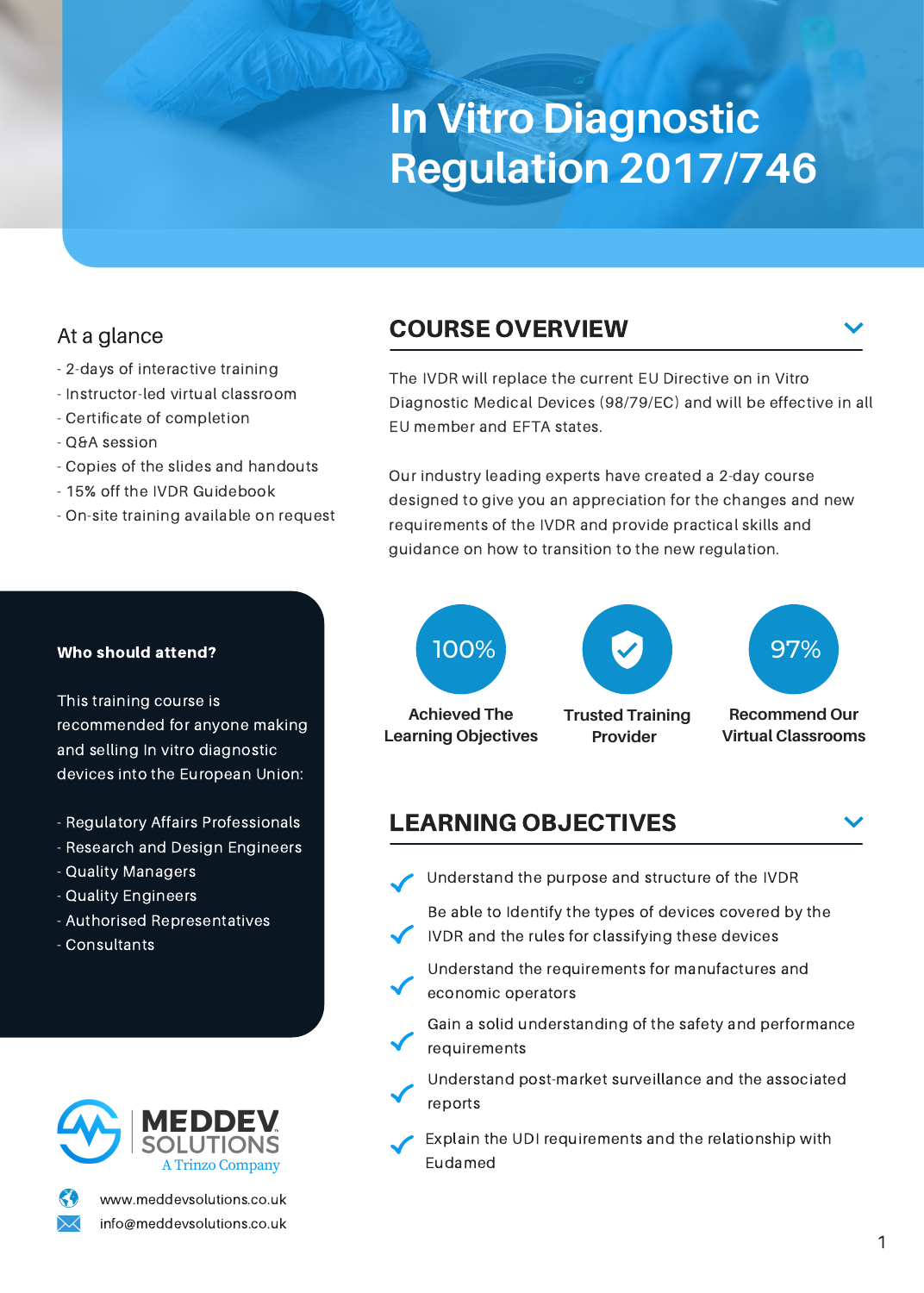# In Vitro Diagnostic Regulation 2017/746

## At a glance

- 2-days of interactive training
- Instructor-led virtual classroom
- Certificate of completion
- Q&A session
- Copies of the slides and handouts
- 15% off the IVDR Guidebook
- On-site training available on request

## COURSE OVERVIEW

The IVDR will replace the current EU Directive on in Vitro Diagnostic Medical Devices (98/79/EC) and will be effective in all EU member and EFTA states.

Our industry leading experts have created a 2-day course designed to give you an appreciation for the changes and new requirements of the IVDR and provide practical skills and guidance on how to transition to the new regulation.

**Who should attend?**

This training course is recommended for anyone making and selling In vitro diagnostic devices into the European Union:

- Regulatory Affairs Professionals
- Research and Design Engineers
- Quality Managers
- Quality Engineers
- Authorised Representatives
- Consultants

**100%** Achieved The Learning Objectives

**Trusted Training Provider**

**97%** Recommend Our Virtual Classrooms

## LEARNING OBJECTIVES

- ✓ Understand the purpose and structure of the IVDR
- ✓ Be able to Identify the types of devices covered by the IVDR and the rules for classifying these devices
- ✓ Understand the requirements for manufactures and economic operators
- ✓ Gain a solid understanding of the safety and performance requirements
- ✓ Understand post-market surveillance and the associated reports
- ✓ Explain the UDI requirements and the relationship with Eudamed

MEDDEV SOLUTIONS
A Trinzo Company

www.meddevsolutions.co.uk
info@meddevsolutions.co.uk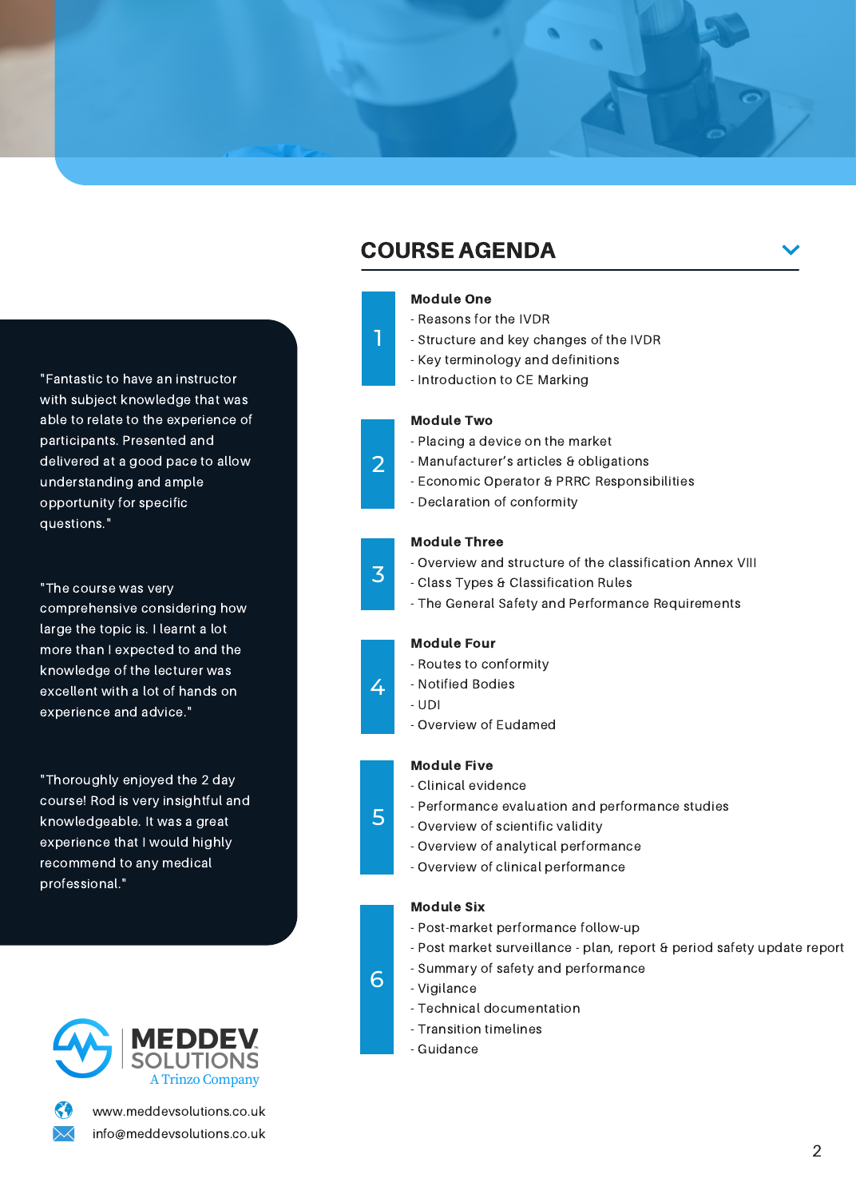## COURSE AGENDA

**1**

**Module One**
- Reasons for the IVDR
- Structure and key changes of the IVDR
- Key terminology and definitions
- Introduction to CE Marking

**2**

**Module Two**
- Placing a device on the market
- Manufacturer's articles & obligations
- Economic Operator & PRRC Responsibilities
- Declaration of conformity

**3**

**Module Three**
- Overview and structure of the classification Annex VIII
- Class Types & Classification Rules
- The General Safety and Performance Requirements

**4**

**Module Four**
- Routes to conformity
- Notified Bodies
- UDI
- Overview of Eudamed

**5**

**Module Five**
- Clinical evidence
- Performance evaluation and performance studies
- Overview of scientific validity
- Overview of analytical performance
- Overview of clinical performance

**6**

**Module Six**
- Post-market performance follow-up
- Post market surveillance - plan, report & period safety update report
- Summary of safety and performance
- Vigilance
- Technical documentation
- Transition timelines
- Guidance

"Fantastic to have an instructor with subject knowledge that was able to relate to the experience of participants. Presented and delivered at a good pace to allow understanding and ample opportunity for specific questions."

"The course was very comprehensive considering how large the topic is. I learnt a lot more than I expected to and the knowledge of the lecturer was excellent with a lot of hands on experience and advice."

"Thoroughly enjoyed the 2 day course! Rod is very insightful and knowledgeable. It was a great experience that I would highly recommend to any medical professional."

MEDDEV SOLUTIONS
A Trinzo Company

www.meddevsolutions.co.uk

info@meddevsolutions.co.uk